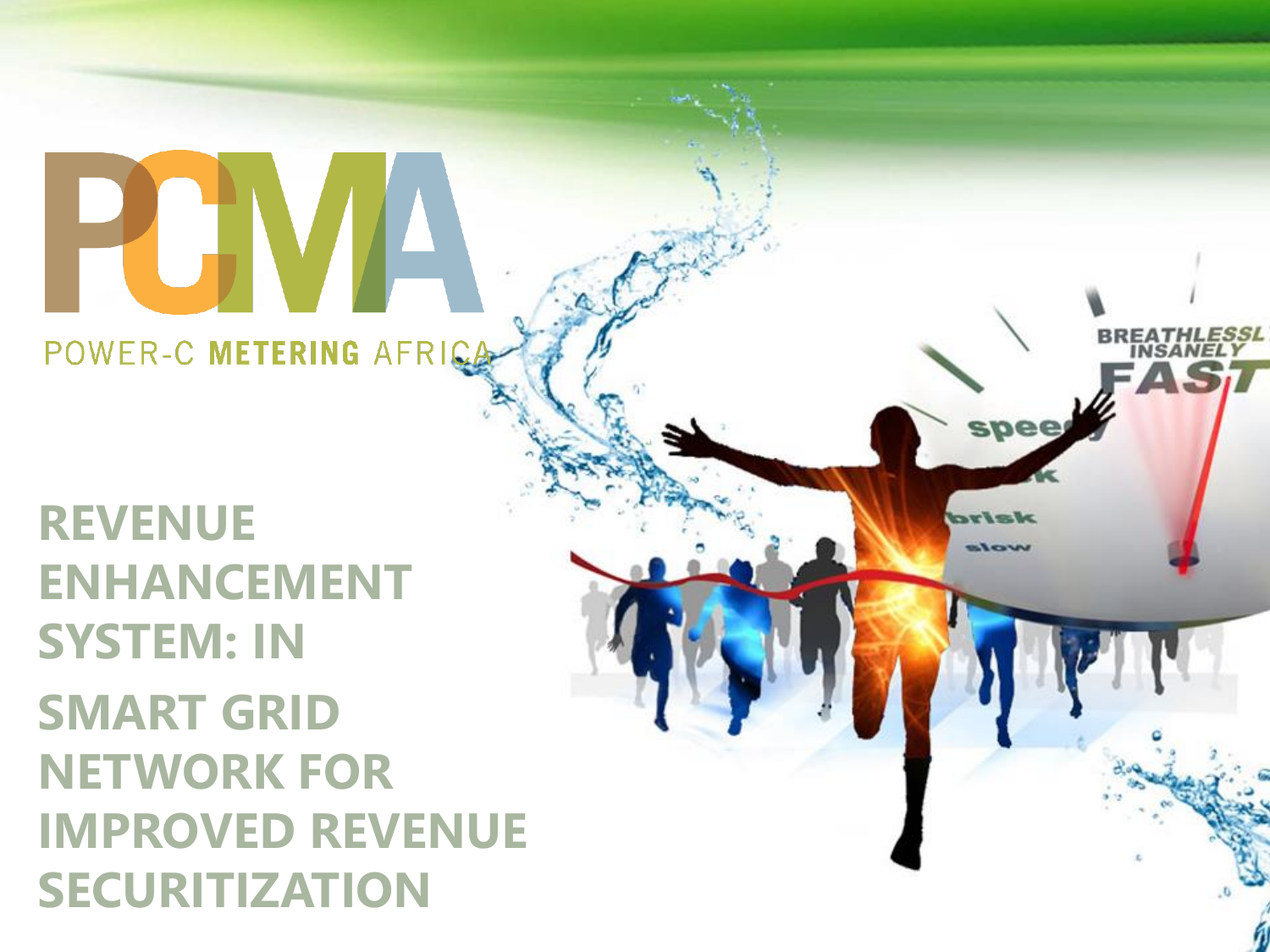# PCMA

POWER-C **METERING** AFRICA

# REVENUE ENHANCEMENT SYSTEM: IN SMART GRID NETWORK FOR IMPROVED REVENUE SECURITIZATION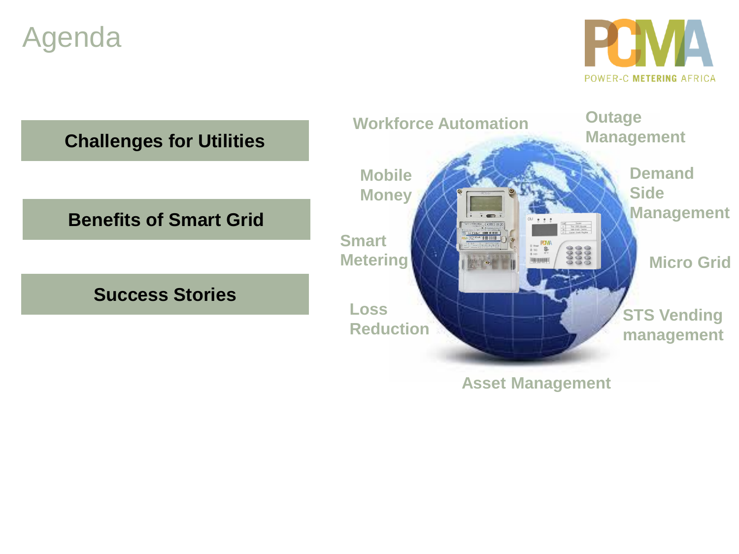# Agenda

POWER-C METERING AFRICA

**Challenges for Utilities**

**Benefits of Smart Grid**

**Success Stories**

- Workforce Automation
- Outage Management
- Mobile Money
- Demand Side Management
- Smart Metering
- Micro Grid
- Loss Reduction
- STS Vending management
- Asset Management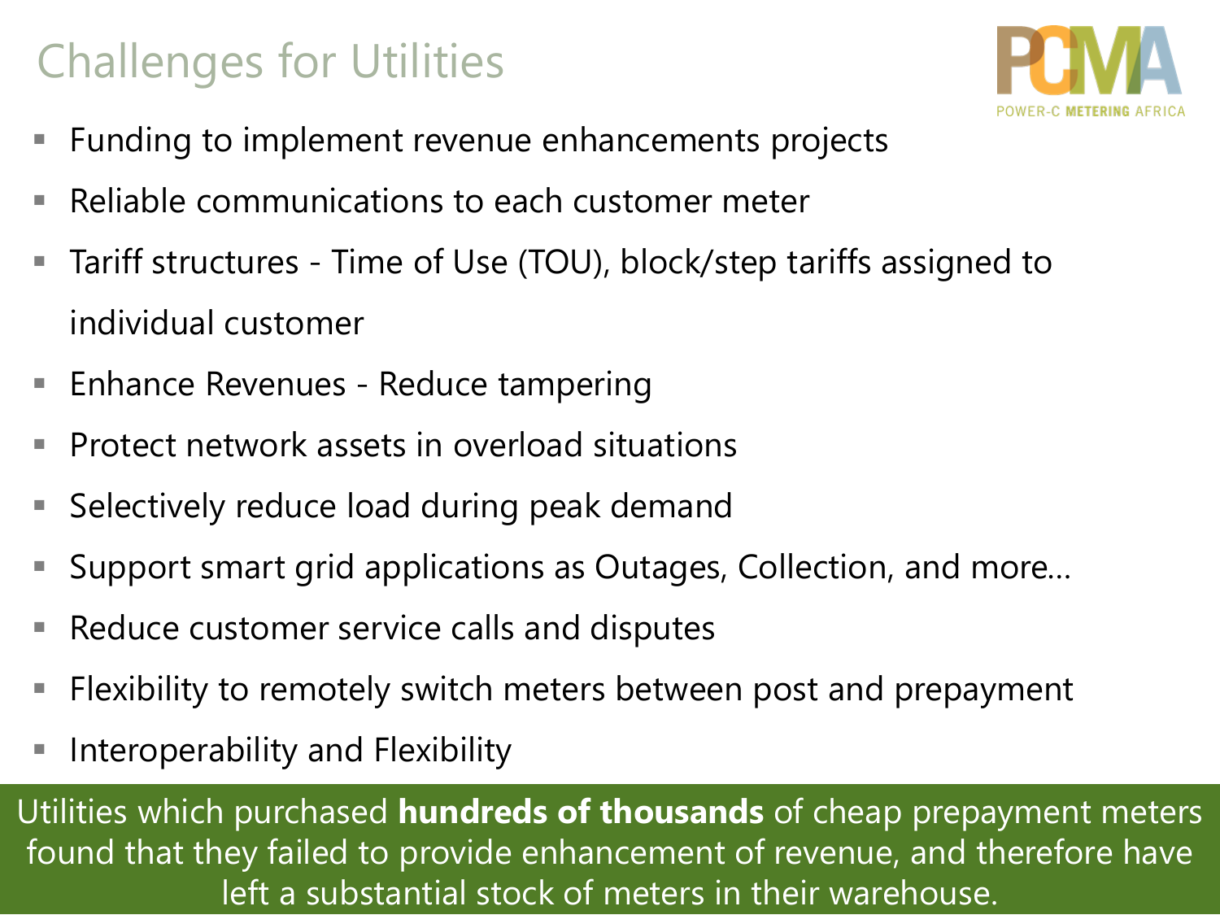# Challenges for Utilities

- Funding to implement revenue enhancements projects
- Reliable communications to each customer meter
- Tariff structures - Time of Use (TOU), block/step tariffs assigned to individual customer
- Enhance Revenues - Reduce tampering
- Protect network assets in overload situations
- Selectively reduce load during peak demand
- Support smart grid applications as Outages, Collection, and more…
- Reduce customer service calls and disputes
- Flexibility to remotely switch meters between post and prepayment
- Interoperability and Flexibility

Utilities which purchased **hundreds of thousands** of cheap prepayment meters found that they failed to provide enhancement of revenue, and therefore have left a substantial stock of meters in their warehouse.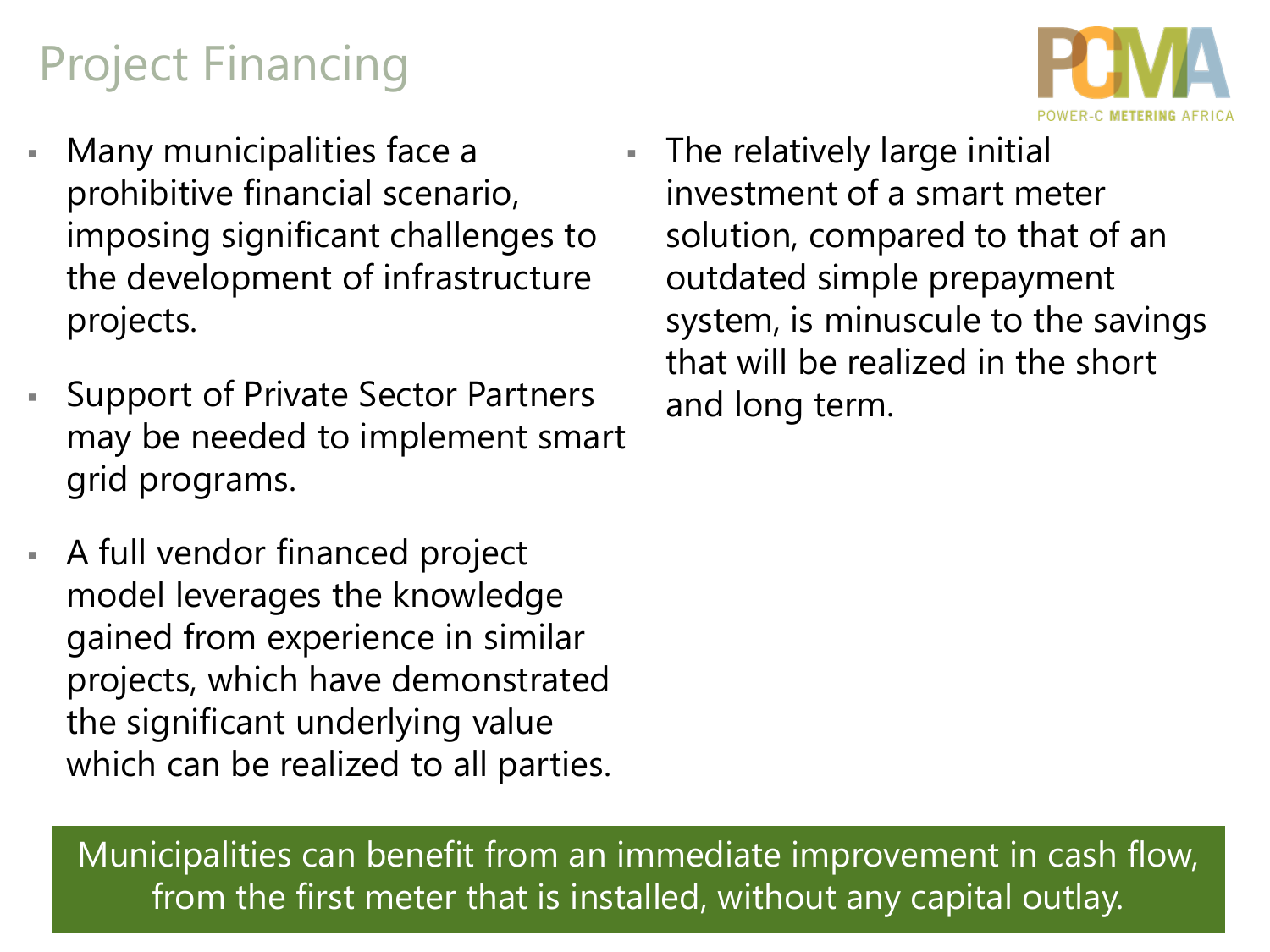# Project Financing

- Many municipalities face a prohibitive financial scenario, imposing significant challenges to the development of infrastructure projects.
- Support of Private Sector Partners may be needed to implement smart grid programs.
- A full vendor financed project model leverages the knowledge gained from experience in similar projects, which have demonstrated the significant underlying value which can be realized to all parties.
- The relatively large initial investment of a smart meter solution, compared to that of an outdated simple prepayment system, is minuscule to the savings that will be realized in the short and long term.

Municipalities can benefit from an immediate improvement in cash flow, from the first meter that is installed, without any capital outlay.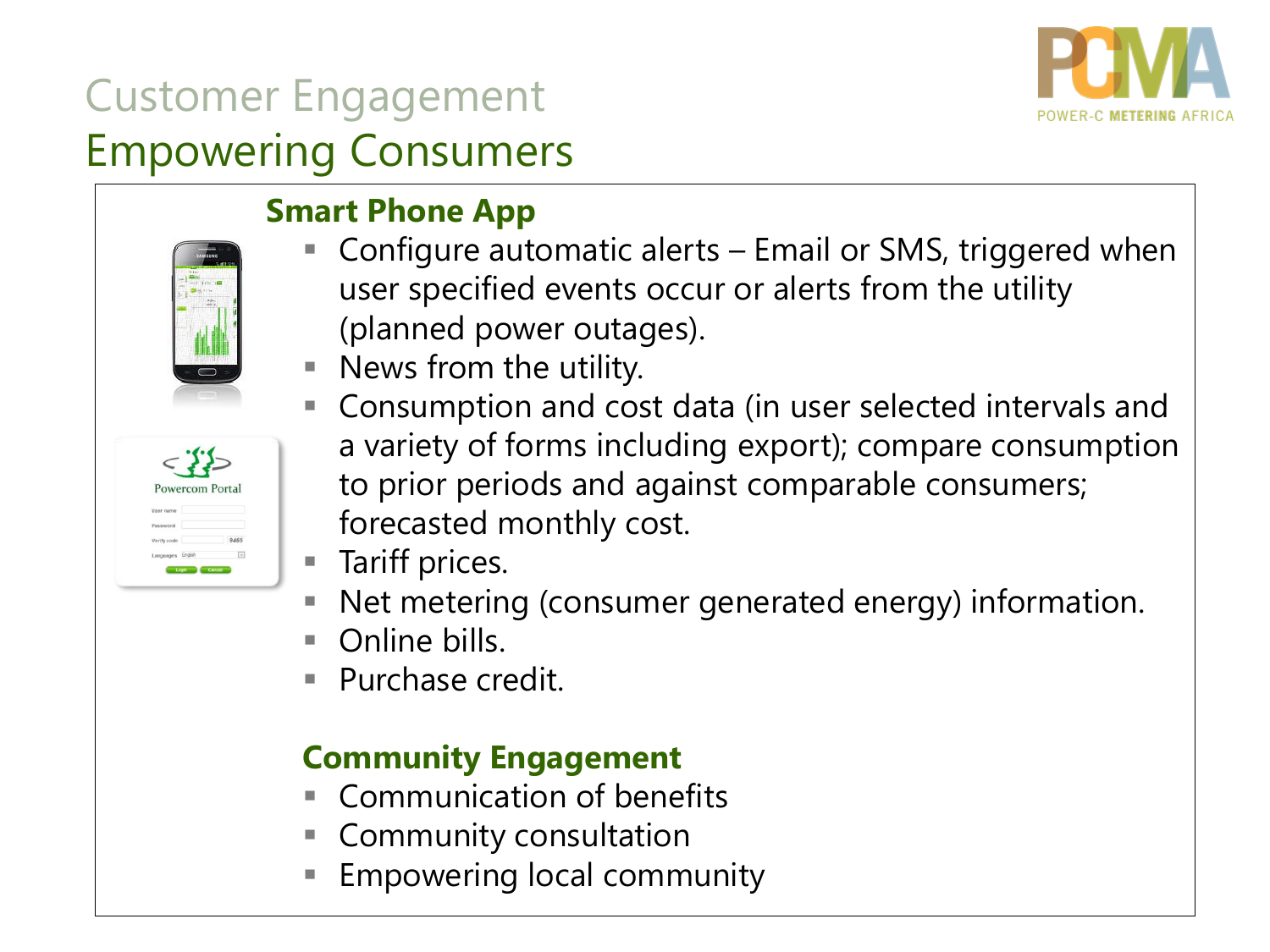# Customer Engagement

## Empowering Consumers

### Smart Phone App

- Configure automatic alerts – Email or SMS, triggered when user specified events occur or alerts from the utility (planned power outages).
- News from the utility.
- Consumption and cost data (in user selected intervals and a variety of forms including export); compare consumption to prior periods and against comparable consumers; forecasted monthly cost.
- Tariff prices.
- Net metering (consumer generated energy) information.
- Online bills.
- Purchase credit.

### Community Engagement

- Communication of benefits
- Community consultation
- Empowering local community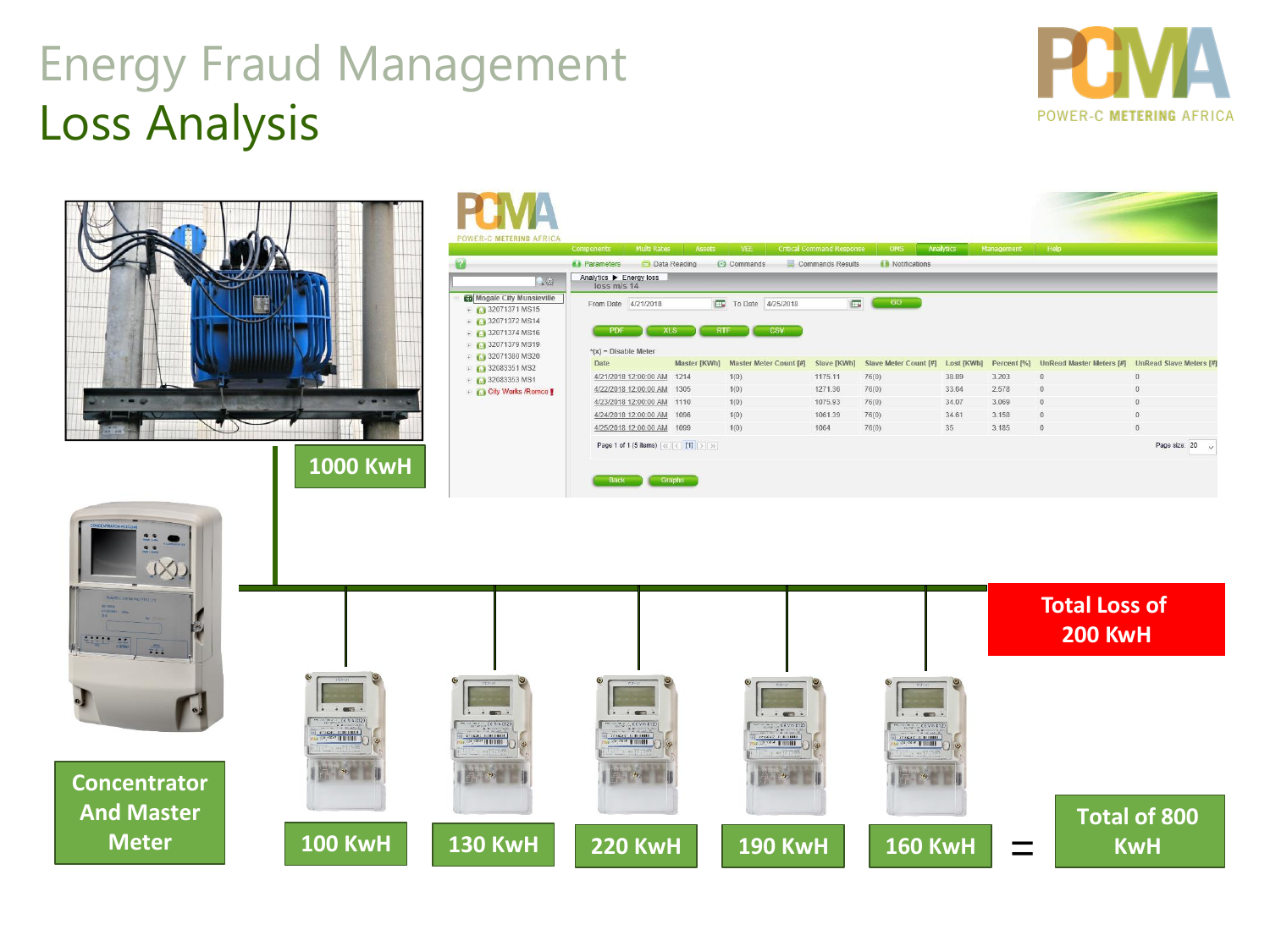# Energy Fraud Management

## Loss Analysis

POWER-C METERING AFRICA

| Date | Master [KWh] | Master Meter Count [#] | Slave [KWh] | Slave Meter Count [#] | Lost [KWh] | Percent [%] | UnRead Master Meters [#] | UnRead Slave Meters [#] |
|---|---|---|---|---|---|---|---|---|
| 4/21/2018 12:00:00 AM | 1214 | 1(0) | 1175.11 | 76(0) | 38.89 | 3.203 | 0 | 0 |
| 4/22/2018 12:00:00 AM | 1305 | 1(0) | 1271.36 | 76(0) | 33.64 | 2.578 | 0 | 0 |
| 4/23/2018 12:00:00 AM | 1110 | 1(0) | 1075.93 | 76(0) | 34.07 | 3.069 | 0 | 0 |
| 4/24/2018 12:00:00 AM | 1096 | 1(0) | 1061.39 | 76(0) | 34.61 | 3.158 | 0 | 0 |
| 4/25/2018 12:00:00 AM | 1099 | 1(0) | 1064 | 76(0) | 35 | 3.185 | 0 | 0 |

1000 KwH

Total Loss of 200 KwH

Concentrator And Master Meter

100 KwH | 130 KwH | 220 KwH | 190 KwH | 160 KwH = Total of 800 KwH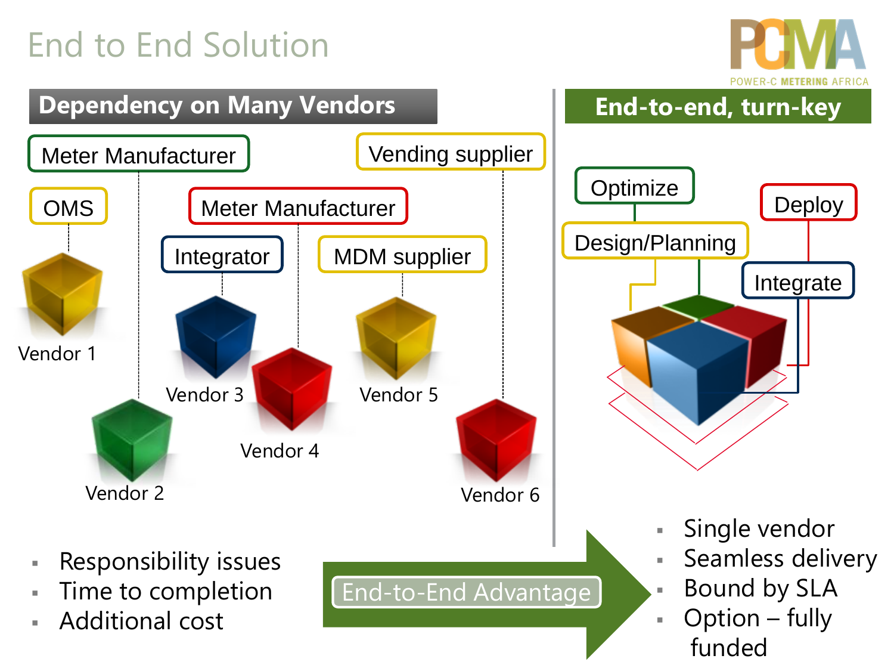# End to End Solution

## Dependency on Many Vendors

Meter Manufacturer

Vending supplier

OMS

Meter Manufacturer

Integrator

MDM supplier

Vendor 1

Vendor 2

Vendor 3

Vendor 4

Vendor 5

Vendor 6

- Responsibility issues
- Time to completion
- Additional cost

## End-to-end, turn-key

Optimize

Deploy

Design/Planning

Integrate

End-to-End Advantage

- Single vendor
- Seamless delivery
- Bound by SLA
- Option – fully funded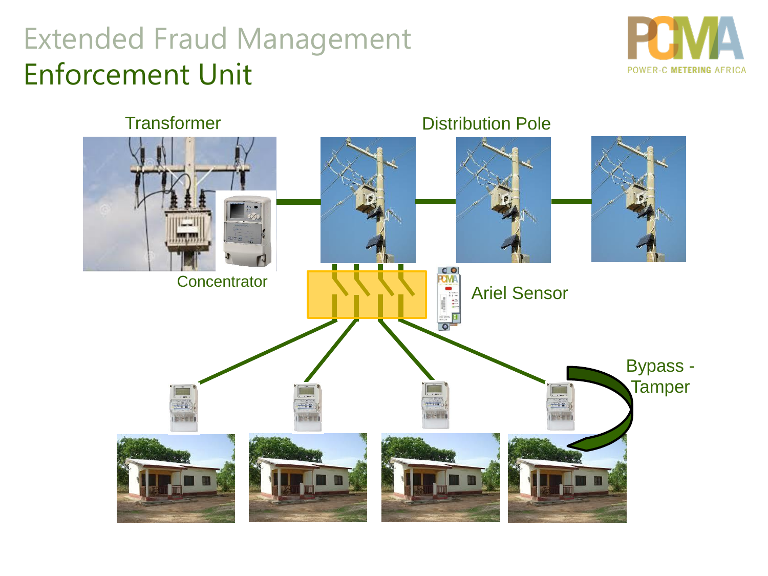# Extended Fraud Management

## Enforcement Unit

Transformer

Distribution Pole

Concentrator

Ariel Sensor

Bypass - Tamper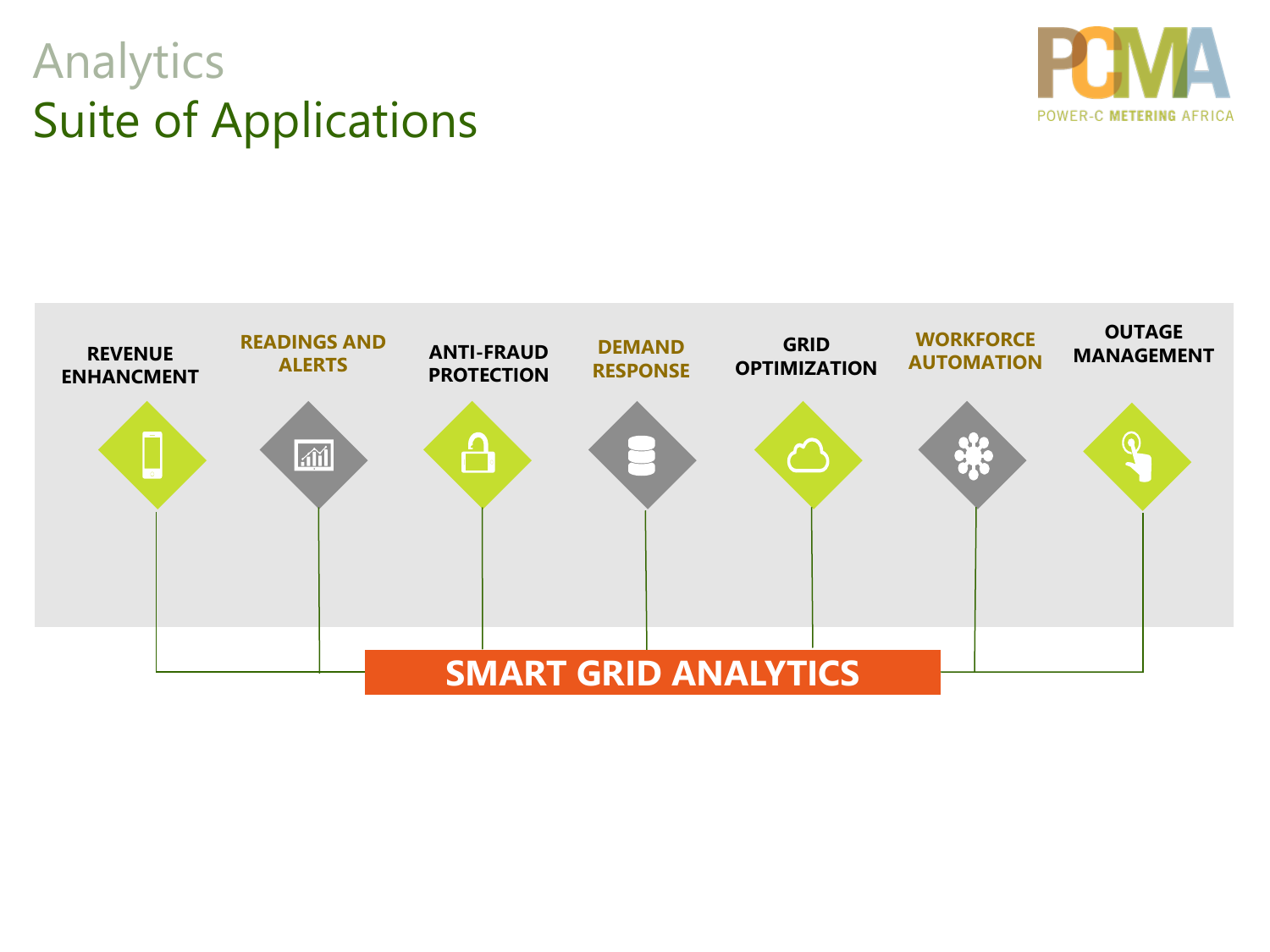# Analytics
## Suite of Applications

- REVENUE ENHANCMENT
- READINGS AND ALERTS
- ANTI-FRAUD PROTECTION
- DEMAND RESPONSE
- GRID OPTIMIZATION
- WORKFORCE AUTOMATION
- OUTAGE MANAGEMENT

**SMART GRID ANALYTICS**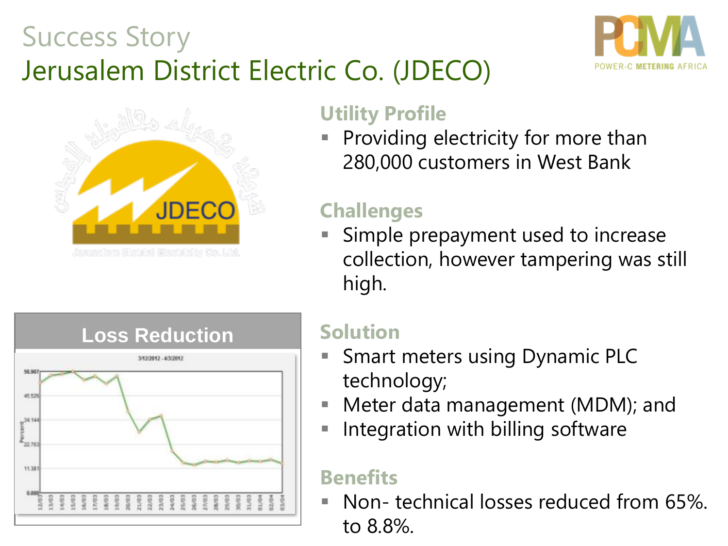# Success Story

## Jerusalem District Electric Co. (JDECO)

### Loss Reduction

### Utility Profile

- Providing electricity for more than 280,000 customers in West Bank

### Challenges

- Simple prepayment used to increase collection, however tampering was still high.

### Solution

- Smart meters using Dynamic PLC technology;
- Meter data management (MDM); and
- Integration with billing software

### Benefits

- Non- technical losses reduced from 65%. to 8.8%.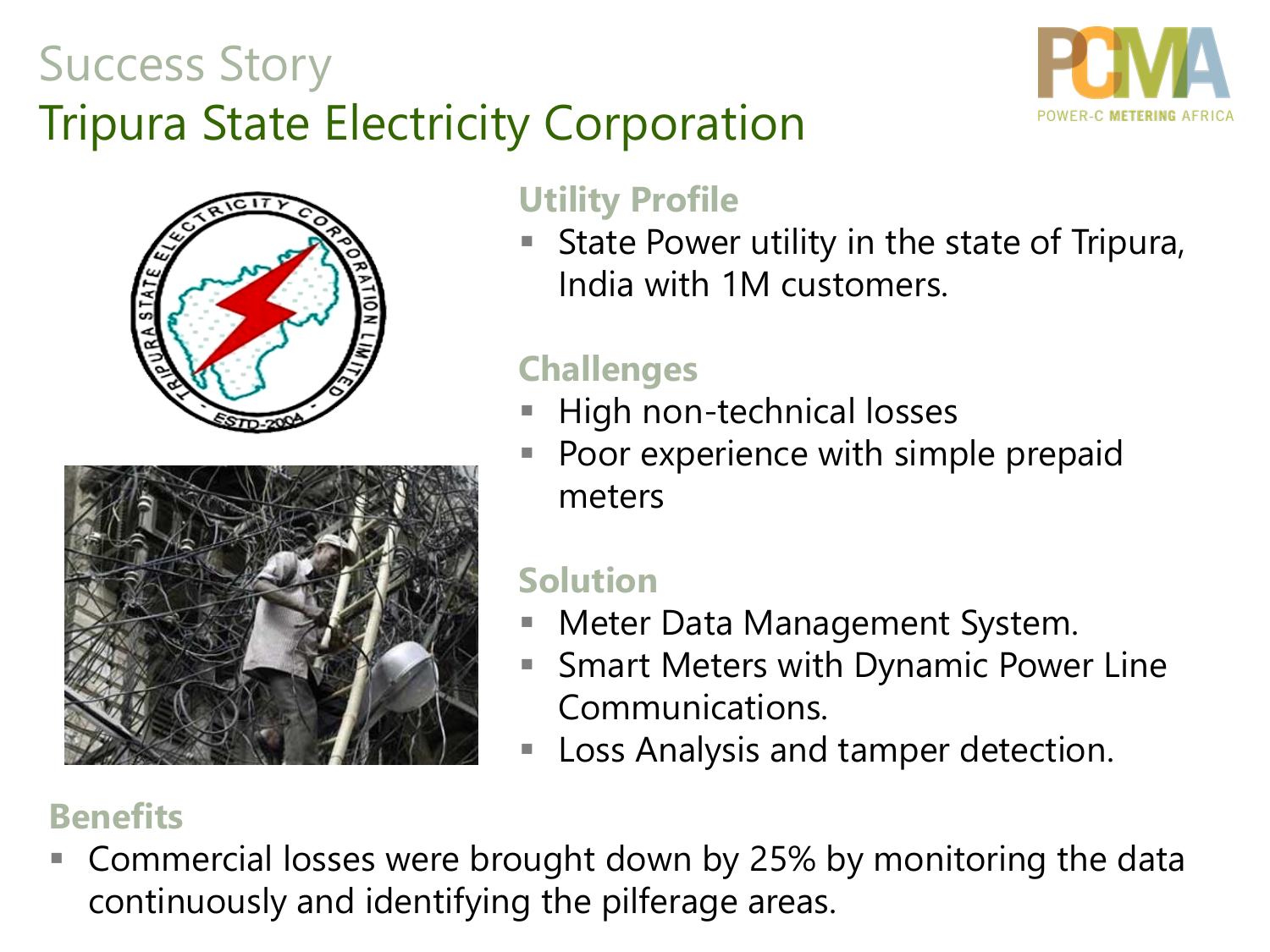# Success Story

## Tripura State Electricity Corporation

### Utility Profile

- State Power utility in the state of Tripura, India with 1M customers.

### Challenges

- High non-technical losses
- Poor experience with simple prepaid meters

### Solution

- Meter Data Management System.
- Smart Meters with Dynamic Power Line Communications.
- Loss Analysis and tamper detection.

### Benefits

- Commercial losses were brought down by 25% by monitoring the data continuously and identifying the pilferage areas.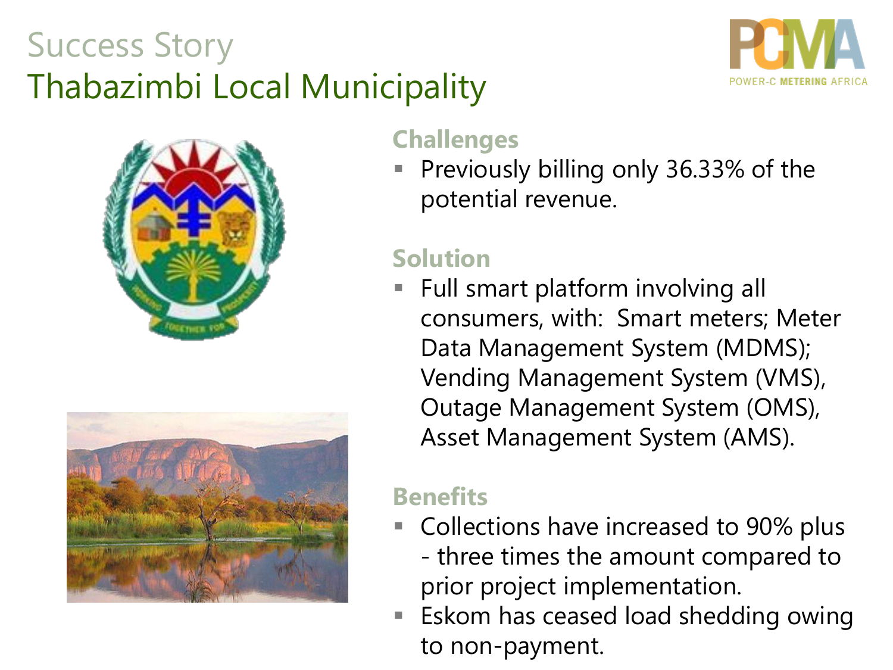# Success Story
## Thabazimbi Local Municipality

### Challenges

- Previously billing only 36.33% of the potential revenue.

### Solution

- Full smart platform involving all consumers, with: Smart meters; Meter Data Management System (MDMS); Vending Management System (VMS), Outage Management System (OMS), Asset Management System (AMS).

### Benefits

- Collections have increased to 90% plus - three times the amount compared to prior project implementation.
- Eskom has ceased load shedding owing to non-payment.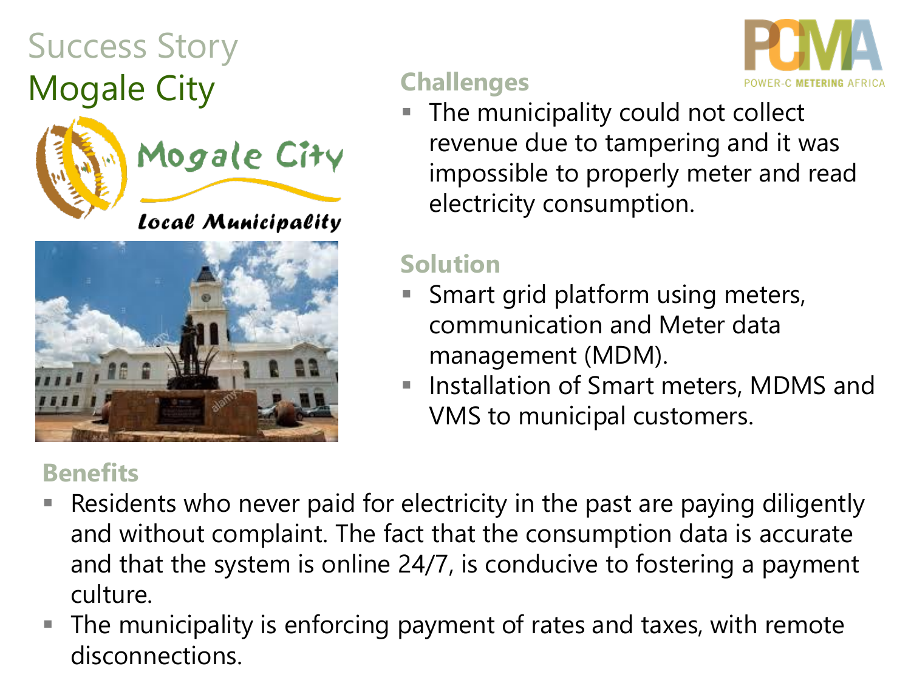# Success Story

## Mogale City

### Challenges

- The municipality could not collect revenue due to tampering and it was impossible to properly meter and read electricity consumption.

### Solution

- Smart grid platform using meters, communication and Meter data management (MDM).
- Installation of Smart meters, MDMS and VMS to municipal customers.

### Benefits

- Residents who never paid for electricity in the past are paying diligently and without complaint. The fact that the consumption data is accurate and that the system is online 24/7, is conducive to fostering a payment culture.
- The municipality is enforcing payment of rates and taxes, with remote disconnections.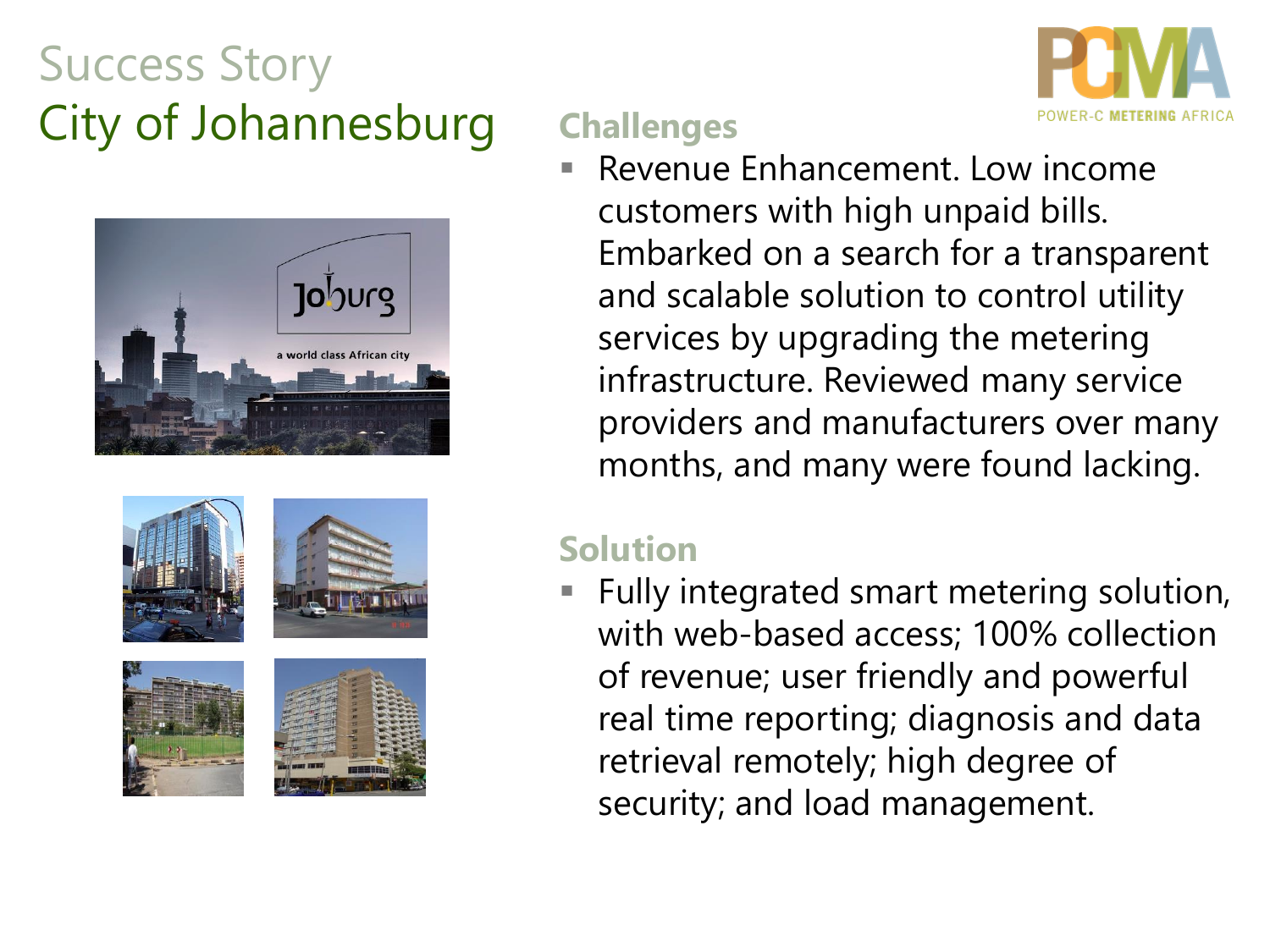# Success Story
## City of Johannesburg

### Challenges

- Revenue Enhancement. Low income customers with high unpaid bills. Embarked on a search for a transparent and scalable solution to control utility services by upgrading the metering infrastructure. Reviewed many service providers and manufacturers over many months, and many were found lacking.

### Solution

- Fully integrated smart metering solution, with web-based access; 100% collection of revenue; user friendly and powerful real time reporting; diagnosis and data retrieval remotely; high degree of security; and load management.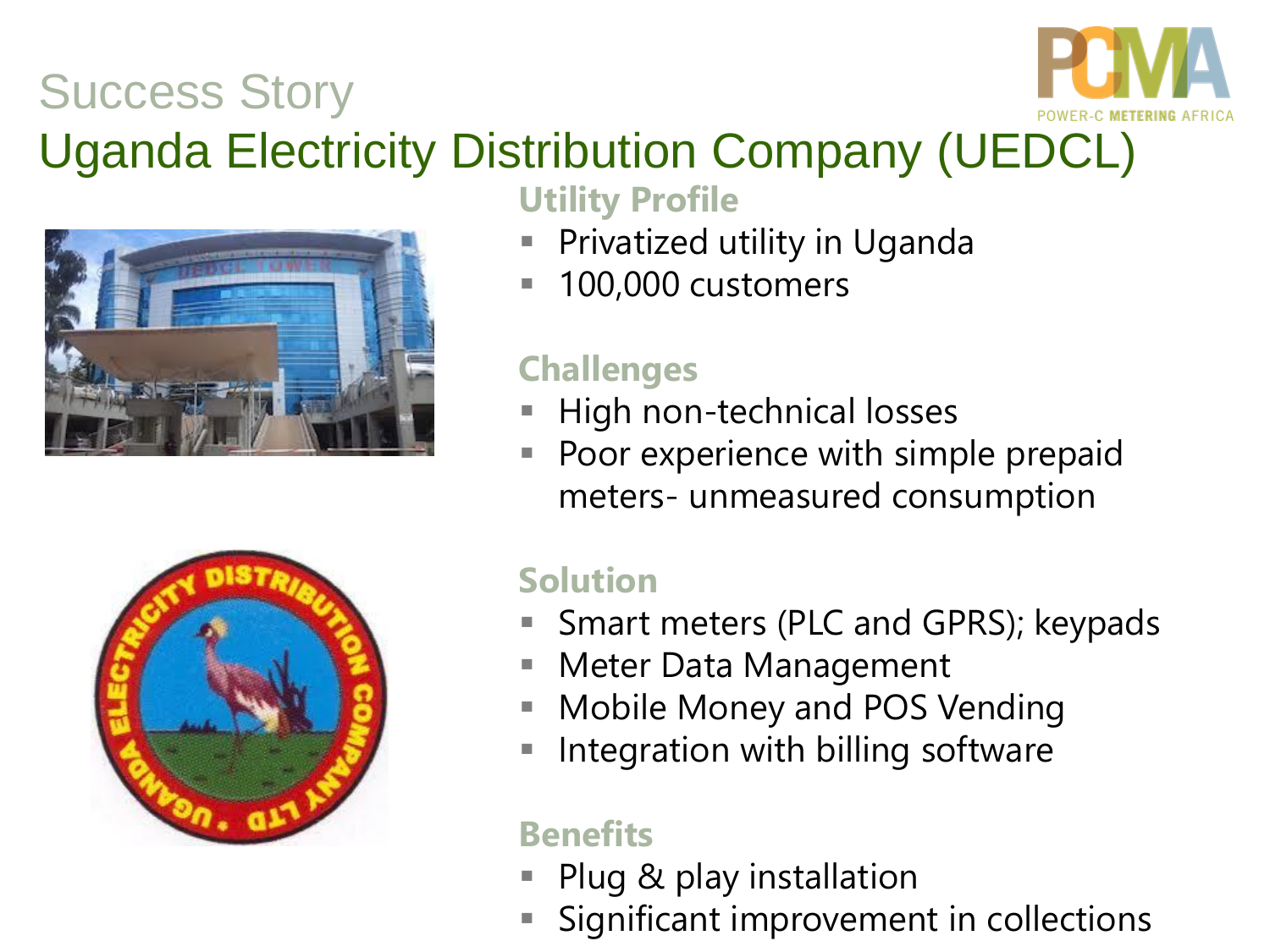# Success Story

## Uganda Electricity Distribution Company (UEDCL)

### Utility Profile

- Privatized utility in Uganda
- 100,000 customers

### Challenges

- High non-technical losses
- Poor experience with simple prepaid meters- unmeasured consumption

### Solution

- Smart meters (PLC and GPRS); keypads
- Meter Data Management
- Mobile Money and POS Vending
- Integration with billing software

### Benefits

- Plug & play installation
- Significant improvement in collections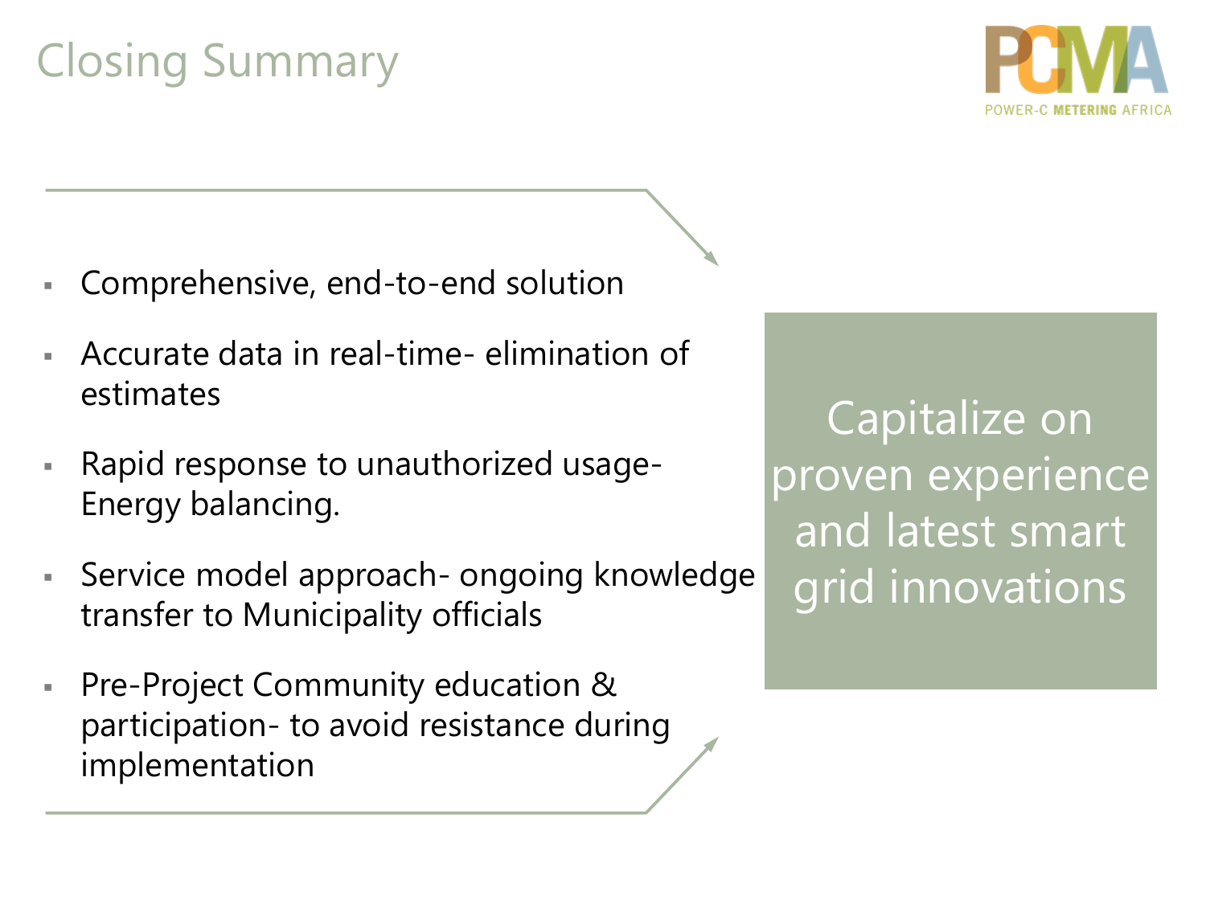# Closing Summary

- Comprehensive, end-to-end solution
- Accurate data in real-time- elimination of estimates
- Rapid response to unauthorized usage- Energy balancing.
- Service model approach- ongoing knowledge transfer to Municipality officials
- Pre-Project Community education & participation- to avoid resistance during implementation

Capitalize on proven experience and latest smart grid innovations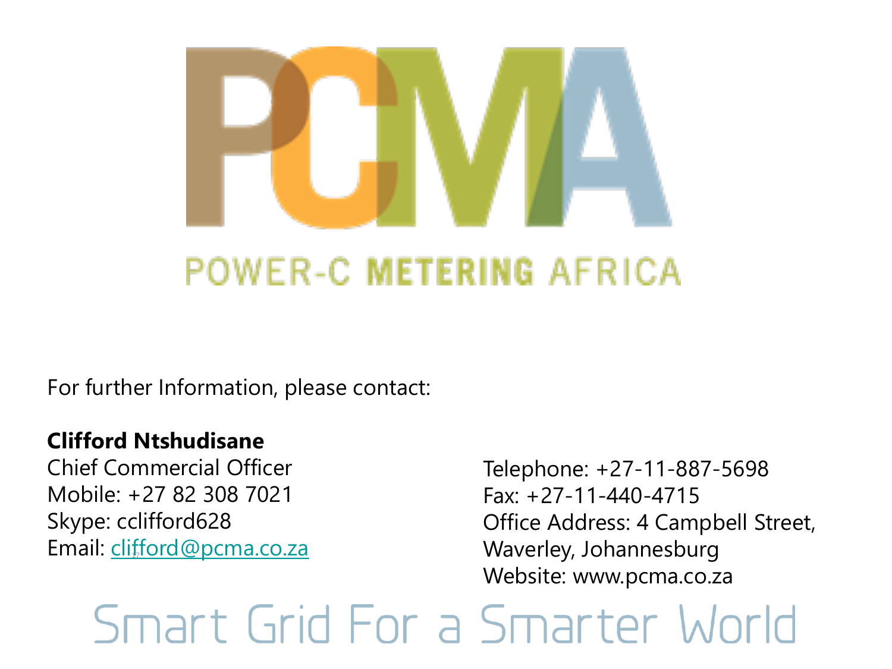PCMA

POWER-C METERING AFRICA

For further Information, please contact:

**Clifford Ntshudisane**
Chief Commercial Officer
Mobile: +27 82 308 7021
Skype: cclifford628
Email: clifford@pcma.co.za

Telephone: +27-11-887-5698
Fax: +27-11-440-4715
Office Address: 4 Campbell Street, Waverley, Johannesburg
Website: www.pcma.co.za

Smart Grid For a Smarter World